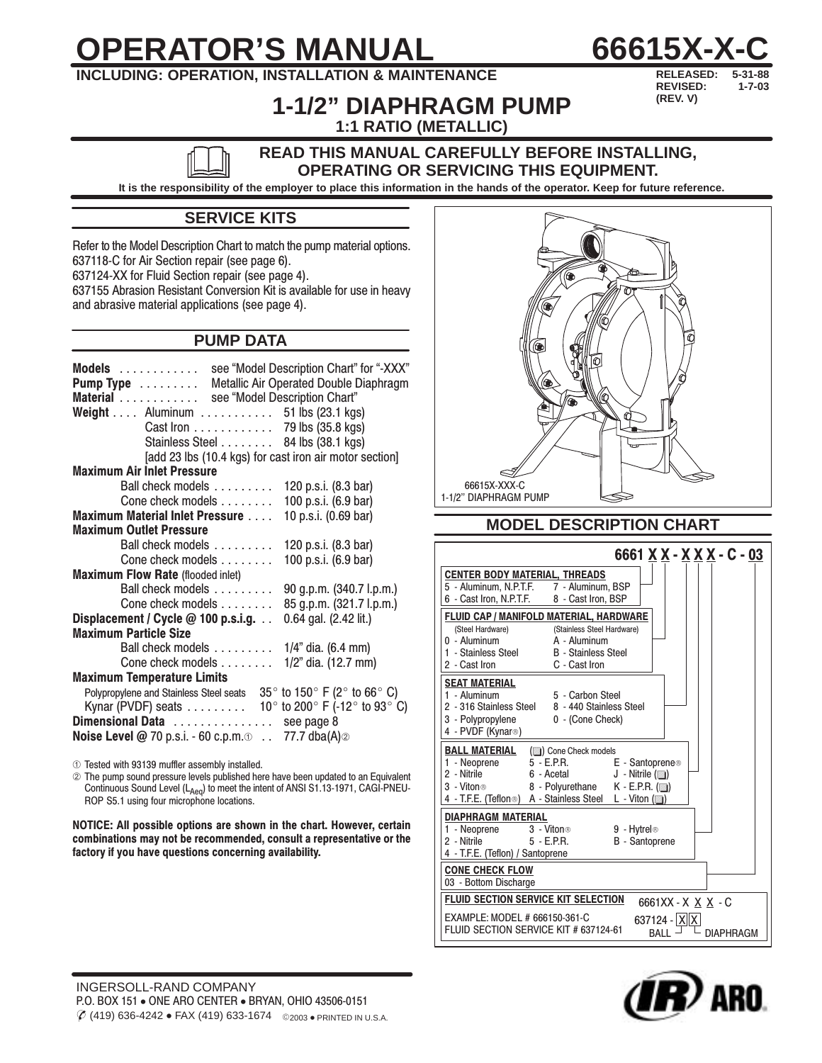# OPERATOR'S MANUAL 66615X-X-C

**INCLUDING: OPERATION, INSTALLATION & MAINTENANCE**

**RELEASED: 5-31-88**
**REVISED: 1-7-03**
**(REV. V)**

## 1-1/2" DIAPHRAGM PUMP

**1:1 RATIO (METALLIC)**

**READ THIS MANUAL CAREFULLY BEFORE INSTALLING, OPERATING OR SERVICING THIS EQUIPMENT.**

**It is the responsibility of the employer to place this information in the hands of the operator. Keep for future reference.**

## SERVICE KITS

Refer to the Model Description Chart to match the pump material options.
637118-C for Air Section repair (see page 6).
637124-XX for Fluid Section repair (see page 4).
637155 Abrasion Resistant Conversion Kit is available for use in heavy and abrasive material applications (see page 4).

## PUMP DATA

| | |
|---|---|
| **Models** | see "Model Description Chart" for "-XXX" |
| **Pump Type** | Metallic Air Operated Double Diaphragm |
| **Material** | see "Model Description Chart" |
| **Weight** . . . . Aluminum | 51 lbs (23.1 kgs) |
| Cast Iron | 79 lbs (35.8 kgs) |
| Stainless Steel | 84 lbs (38.1 kgs) |
| [add 23 lbs (10.4 kgs) for cast iron air motor section] | |
| **Maximum Air Inlet Pressure** | |
| Ball check models | 120 p.s.i. (8.3 bar) |
| Cone check models | 100 p.s.i. (6.9 bar) |
| **Maximum Material Inlet Pressure** | 10 p.s.i. (0.69 bar) |
| **Maximum Outlet Pressure** | |
| Ball check models | 120 p.s.i. (8.3 bar) |
| Cone check models | 100 p.s.i. (6.9 bar) |
| **Maximum Flow Rate** (flooded inlet) | |
| Ball check models | 90 g.p.m. (340.7 l.p.m.) |
| Cone check models | 85 g.p.m. (321.7 l.p.m.) |
| **Displacement / Cycle @ 100 p.s.i.g.** | 0.64 gal. (2.42 lit.) |
| **Maximum Particle Size** | |
| Ball check models | 1/4" dia. (6.4 mm) |
| Cone check models | 1/2" dia. (12.7 mm) |
| **Maximum Temperature Limits** | |
| Polypropylene and Stainless Steel seats | 35° to 150° F (2° to 66° C) |
| Kynar (PVDF) seats | 10° to 200° F (-12° to 93° C) |
| **Dimensional Data** | see page 8 |
| **Noise Level @** 70 p.s.i. - 60 c.p.m.① | 77.7 dba(A)② |

① Tested with 93139 muffler assembly installed.

② The pump sound pressure levels published here have been updated to an Equivalent Continuous Sound Level ($L_{Aeq}$) to meet the intent of ANSI S1.13-1971, CAGI-PNEUROP S5.1 using four microphone locations.

**NOTICE: All possible options are shown in the chart. However, certain combinations may not be recommended, consult a representative or the factory if you have questions concerning availability.**

66615X-XXX-C
1-1/2" DIAPHRAGM PUMP

## MODEL DESCRIPTION CHART

**6661 X X - X X X - C - 03**

**CENTER BODY MATERIAL, THREADS**
5 - Aluminum, N.P.T.F.
6 - Cast Iron, N.P.T.F.
7 - Aluminum, BSP
8 - Cast Iron, BSP

**FLUID CAP / MANIFOLD MATERIAL, HARDWARE**

| (Steel Hardware) | (Stainless Steel Hardware) |
|---|---|
| 0 - Aluminum | A - Aluminum |
| 1 - Stainless Steel | B - Stainless Steel |
| 2 - Cast Iron | C - Cast Iron |

**SEAT MATERIAL**
1 - Aluminum
2 - 316 Stainless Steel
3 - Polypropylene
4 - PVDF (Kynar®)
5 - Carbon Steel
8 - 440 Stainless Steel
0 - (Cone Check)

**BALL MATERIAL** (▢) Cone Check models
1 - Neoprene
2 - Nitrile
3 - Viton®
4 - T.F.E. (Teflon®)
5 - E.P.R.
6 - Acetal
8 - Polyurethane
A - Stainless Steel
E - Santoprene®
J - Nitrile (▢)
K - E.P.R. (▢)
L - Viton (▢)

**DIAPHRAGM MATERIAL**
1 - Neoprene
2 - Nitrile
3 - Viton®
4 - T.F.E. (Teflon) / Santoprene
5 - E.P.R.
9 - Hytrel®
B - Santoprene

**CONE CHECK FLOW**
03 - Bottom Discharge

**FLUID SECTION SERVICE KIT SELECTION**

6661XX - X X X - C
637124 - X X (BALL, DIAPHRAGM)

EXAMPLE: MODEL # 666150-361-C
FLUID SECTION SERVICE KIT # 637124-61

INGERSOLL-RAND COMPANY
P.O. BOX 151 ● ONE ARO CENTER ● BRYAN, OHIO 43506-0151
(419) 636-4242 ● FAX (419) 633-1674 ©2003 ● PRINTED IN U.S.A.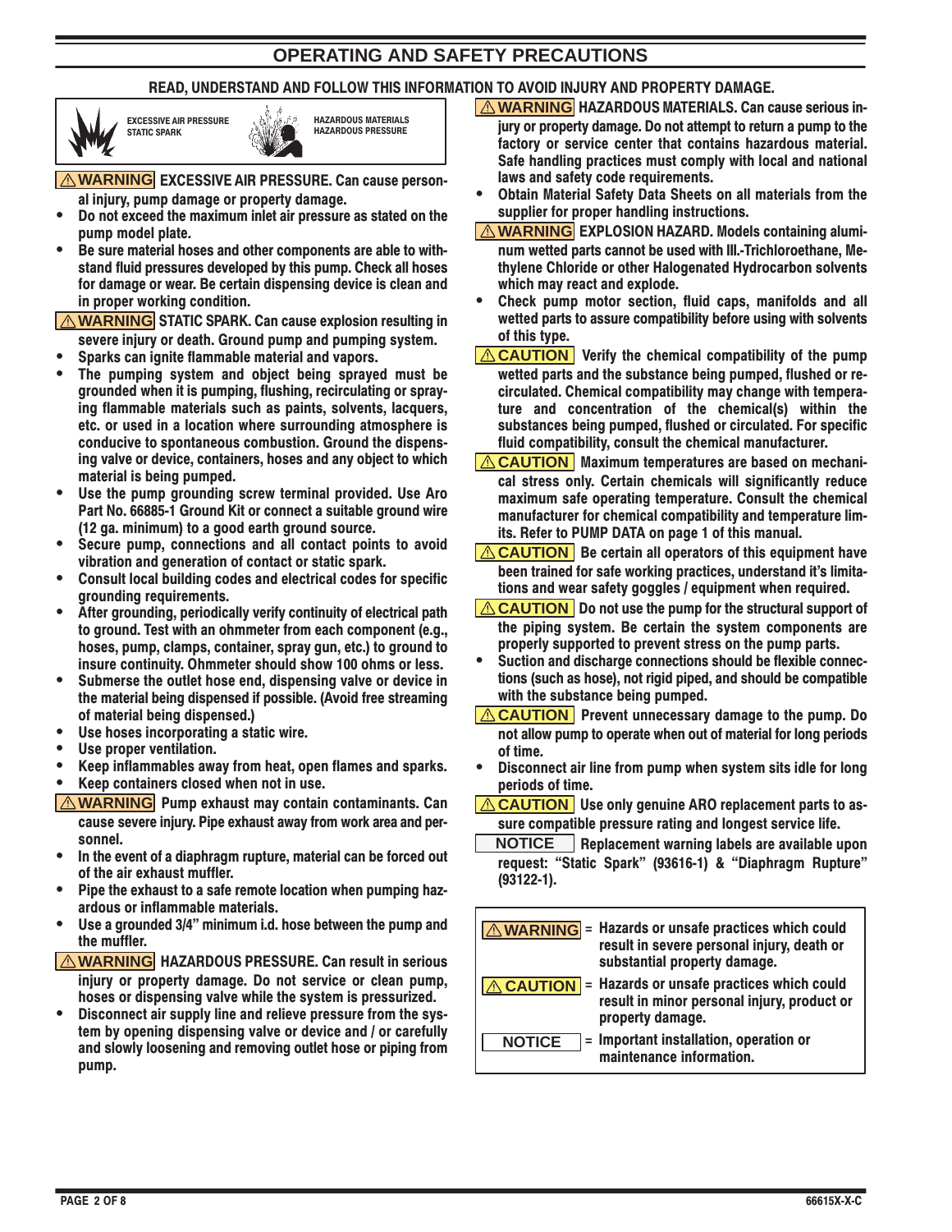# OPERATING AND SAFETY PRECAUTIONS

**READ, UNDERSTAND AND FOLLOW THIS INFORMATION TO AVOID INJURY AND PROPERTY DAMAGE.**

EXCESSIVE AIR PRESSURE
STATIC SPARK

HAZARDOUS MATERIALS
HAZARDOUS PRESSURE

**⚠ WARNING EXCESSIVE AIR PRESSURE. Can cause personal injury, pump damage or property damage.**

- **Do not exceed the maximum inlet air pressure as stated on the pump model plate.**
- **Be sure material hoses and other components are able to withstand fluid pressures developed by this pump. Check all hoses for damage or wear. Be certain dispensing device is clean and in proper working condition.**

**⚠ WARNING STATIC SPARK. Can cause explosion resulting in severe injury or death. Ground pump and pumping system.**

- **Sparks can ignite flammable material and vapors.**
- **The pumping system and object being sprayed must be grounded when it is pumping, flushing, recirculating or spraying flammable materials such as paints, solvents, lacquers, etc. or used in a location where surrounding atmosphere is conducive to spontaneous combustion. Ground the dispensing valve or device, containers, hoses and any object to which material is being pumped.**
- **Use the pump grounding screw terminal provided. Use Aro Part No. 66885-1 Ground Kit or connect a suitable ground wire (12 ga. minimum) to a good earth ground source.**
- **Secure pump, connections and all contact points to avoid vibration and generation of contact or static spark.**
- **Consult local building codes and electrical codes for specific grounding requirements.**
- **After grounding, periodically verify continuity of electrical path to ground. Test with an ohmmeter from each component (e.g., hoses, pump, clamps, container, spray gun, etc.) to ground to insure continuity. Ohmmeter should show 100 ohms or less.**
- **Submerse the outlet hose end, dispensing valve or device in the material being dispensed if possible. (Avoid free streaming of material being dispensed.)**
- **Use hoses incorporating a static wire.**
- **Use proper ventilation.**
- **Keep inflammables away from heat, open flames and sparks.**
- **Keep containers closed when not in use.**

**⚠ WARNING Pump exhaust may contain contaminants. Can cause severe injury. Pipe exhaust away from work area and personnel.**

- **In the event of a diaphragm rupture, material can be forced out of the air exhaust muffler.**
- **Pipe the exhaust to a safe remote location when pumping hazardous or inflammable materials.**
- **Use a grounded 3/4" minimum i.d. hose between the pump and the muffler.**

**⚠ WARNING HAZARDOUS PRESSURE. Can result in serious injury or property damage. Do not service or clean pump, hoses or dispensing valve while the system is pressurized.**

- **Disconnect air supply line and relieve pressure from the system by opening dispensing valve or device and / or carefully and slowly loosening and removing outlet hose or piping from pump.**

**⚠ WARNING HAZARDOUS MATERIALS. Can cause serious injury or property damage. Do not attempt to return a pump to the factory or service center that contains hazardous material. Safe handling practices must comply with local and national laws and safety code requirements.**

- **Obtain Material Safety Data Sheets on all materials from the supplier for proper handling instructions.**

**⚠ WARNING EXPLOSION HAZARD. Models containing aluminum wetted parts cannot be used with III.-Trichloroethane, Methylene Chloride or other Halogenated Hydrocarbon solvents which may react and explode.**

- **Check pump motor section, fluid caps, manifolds and all wetted parts to assure compatibility before using with solvents of this type.**

**⚠ CAUTION Verify the chemical compatibility of the pump wetted parts and the substance being pumped, flushed or recirculated. Chemical compatibility may change with temperature and concentration of the chemical(s) within the substances being pumped, flushed or circulated. For specific fluid compatibility, consult the chemical manufacturer.**

**⚠ CAUTION Maximum temperatures are based on mechanical stress only. Certain chemicals will significantly reduce maximum safe operating temperature. Consult the chemical manufacturer for chemical compatibility and temperature limits. Refer to PUMP DATA on page 1 of this manual.**

**⚠ CAUTION Be certain all operators of this equipment have been trained for safe working practices, understand it's limitations and wear safety goggles / equipment when required.**

**⚠ CAUTION Do not use the pump for the structural support of the piping system. Be certain the system components are properly supported to prevent stress on the pump parts.**

- **Suction and discharge connections should be flexible connections (such as hose), not rigid piped, and should be compatible with the substance being pumped.**

**⚠ CAUTION Prevent unnecessary damage to the pump. Do not allow pump to operate when out of material for long periods of time.**

- **Disconnect air line from pump when system sits idle for long periods of time.**

**⚠ CAUTION Use only genuine ARO replacement parts to assure compatible pressure rating and longest service life.**

**NOTICE Replacement warning labels are available upon request: "Static Spark" (93616-1) & "Diaphragm Rupture" (93122-1).**

| | |
|---|---|
| **⚠ WARNING** | **= Hazards or unsafe practices which could result in severe personal injury, death or substantial property damage.** |
| **⚠ CAUTION** | **= Hazards or unsafe practices which could result in minor personal injury, product or property damage.** |
| **NOTICE** | **= Important installation, operation or maintenance information.** |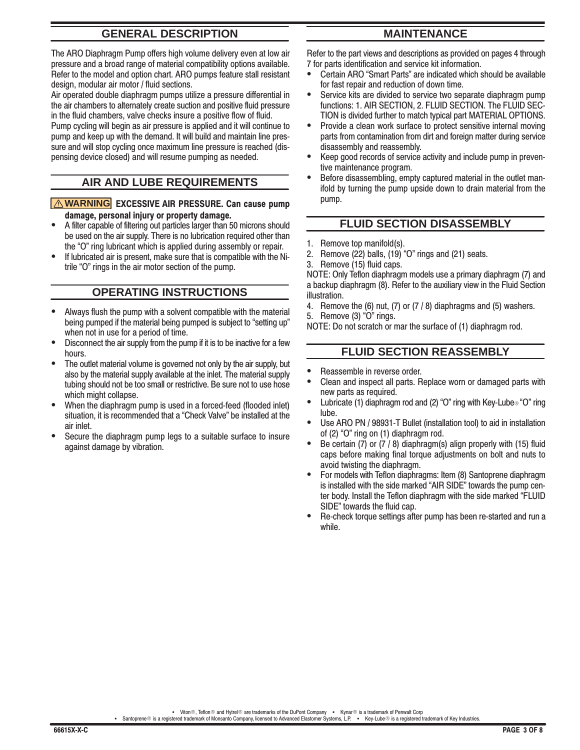## GENERAL DESCRIPTION

The ARO Diaphragm Pump offers high volume delivery even at low air pressure and a broad range of material compatibility options available. Refer to the model and option chart. ARO pumps feature stall resistant design, modular air motor / fluid sections.

Air operated double diaphragm pumps utilize a pressure differential in the air chambers to alternately create suction and positive fluid pressure in the fluid chambers, valve checks insure a positive flow of fluid.

Pump cycling will begin as air pressure is applied and it will continue to pump and keep up with the demand. It will build and maintain line pressure and will stop cycling once maximum line pressure is reached (dispensing device closed) and will resume pumping as needed.

## AIR AND LUBE REQUIREMENTS

⚠ **WARNING** **EXCESSIVE AIR PRESSURE. Can cause pump damage, personal injury or property damage.**

- A filter capable of filtering out particles larger than 50 microns should be used on the air supply. There is no lubrication required other than the "O" ring lubricant which is applied during assembly or repair.
- If lubricated air is present, make sure that is compatible with the Nitrile "O" rings in the air motor section of the pump.

## OPERATING INSTRUCTIONS

- Always flush the pump with a solvent compatible with the material being pumped if the material being pumped is subject to "setting up" when not in use for a period of time.
- Disconnect the air supply from the pump if it is to be inactive for a few hours.
- The outlet material volume is governed not only by the air supply, but also by the material supply available at the inlet. The material supply tubing should not be too small or restrictive. Be sure not to use hose which might collapse.
- When the diaphragm pump is used in a forced-feed (flooded inlet) situation, it is recommended that a "Check Valve" be installed at the air inlet.
- Secure the diaphragm pump legs to a suitable surface to insure against damage by vibration.

## MAINTENANCE

Refer to the part views and descriptions as provided on pages 4 through 7 for parts identification and service kit information.

- Certain ARO "Smart Parts" are indicated which should be available for fast repair and reduction of down time.
- Service kits are divided to service two separate diaphragm pump functions: 1. AIR SECTION, 2. FLUID SECTION. The FLUID SECTION is divided further to match typical part MATERIAL OPTIONS.
- Provide a clean work surface to protect sensitive internal moving parts from contamination from dirt and foreign matter during service disassembly and reassembly.
- Keep good records of service activity and include pump in preventive maintenance program.
- Before disassembling, empty captured material in the outlet manifold by turning the pump upside down to drain material from the pump.

## FLUID SECTION DISASSEMBLY

1. Remove top manifold(s).
2. Remove (22) balls, (19) "O" rings and (21) seats.
3. Remove (15) fluid caps.

NOTE: Only Teflon diaphragm models use a primary diaphragm (7) and a backup diaphragm (8). Refer to the auxiliary view in the Fluid Section illustration.

4. Remove the (6) nut, (7) or (7 / 8) diaphragms and (5) washers.
5. Remove (3) "O" rings.

NOTE: Do not scratch or mar the surface of (1) diaphragm rod.

## FLUID SECTION REASSEMBLY

- Reassemble in reverse order.
- Clean and inspect all parts. Replace worn or damaged parts with new parts as required.
- Lubricate (1) diaphragm rod and (2) "O" ring with Key-Lube® "O" ring lube.
- Use ARO PN / 98931-T Bullet (installation tool) to aid in installation of (2) "O" ring on (1) diaphragm rod.
- Be certain (7) or (7 / 8) diaphragm(s) align properly with (15) fluid caps before making final torque adjustments on bolt and nuts to avoid twisting the diaphragm.
- For models with Teflon diaphragms: Item (8) Santoprene diaphragm is installed with the side marked "AIR SIDE" towards the pump center body. Install the Teflon diaphragm with the side marked "FLUID SIDE" towards the fluid cap.
- Re-check torque settings after pump has been re-started and run a while.

- Viton®, Teflon® and Hytrel® are trademarks of the DuPont Company • Kynar® is a trademark of Penwalt Corp
- Santoprene® is a registered trademark of Monsanto Company, licensed to Advanced Elastomer Systems, L.P. • Key-Lube® is a registered trademark of Key Industries.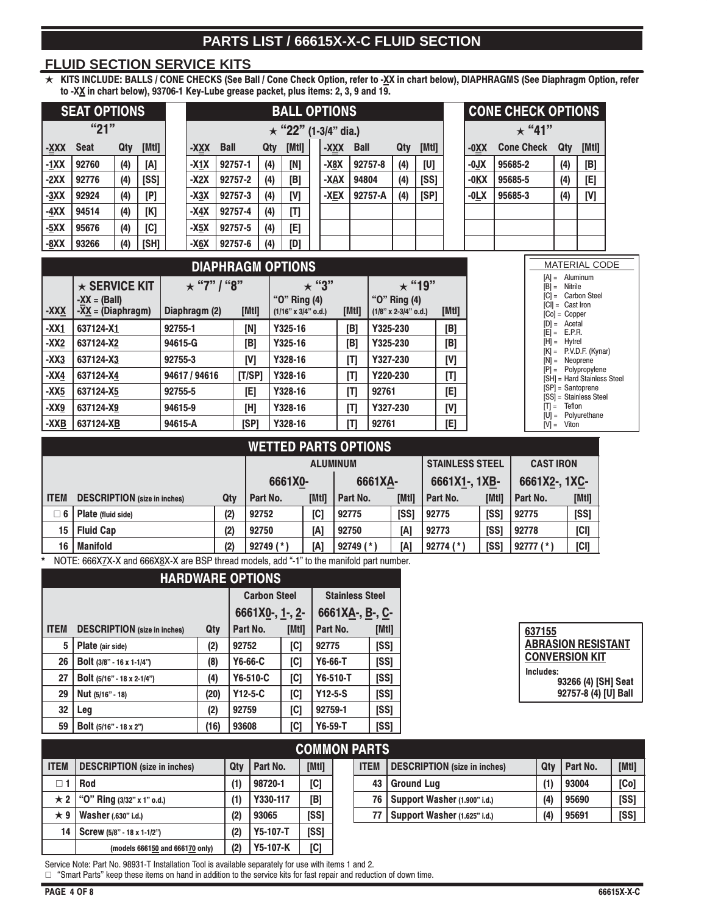# PARTS LIST / 66615X-X-C FLUID SECTION

## FLUID SECTION SERVICE KITS

★ KITS INCLUDE: BALLS / CONE CHECKS (See Ball / Cone Check Option, refer to -XX in chart below), DIAPHRAGMS (See Diaphragm Option, refer to -XX in chart below), 93706-1 Key-Lube grease packet, plus items: 2, 3, 9 and 19.

### SEAT OPTIONS "21"

| -XXX | Seat | Qty | [Mtl] |
|---|---|---|---|
| -1XX | 92760 | (4) | [A] |
| -2XX | 92776 | (4) | [SS] |
| -3XX | 92924 | (4) | [P] |
| -4XX | 94514 | (4) | [K] |
| -5XX | 95676 | (4) | [C] |
| -8XX | 93266 | (4) | [SH] |

### BALL OPTIONS ★ "22" (1-3/4" dia.)

| -XXX | Ball | Qty | [Mtl] | -XXX | Ball | Qty | [Mtl] |
|---|---|---|---|---|---|---|---|
| -X1X | 92757-1 | (4) | [N] | -X8X | 92757-8 | (4) | [U] |
| -X2X | 92757-2 | (4) | [B] | -XAX | 94804 | (4) | [SS] |
| -X3X | 92757-3 | (4) | [V] | -XEX | 92757-A | (4) | [SP] |
| -X4X | 92757-4 | (4) | [T] | | | | |
| -X5X | 92757-5 | (4) | [E] | | | | |
| -X6X | 92757-6 | (4) | [D] | | | | |

### CONE CHECK OPTIONS ★ "41"

| -0XX | Cone Check | Qty | [Mtl] |
|---|---|---|---|
| -0JX | 95685-2 | (4) | [B] |
| -0KX | 95685-5 | (4) | [E] |
| -0LX | 95685-3 | (4) | [V] |

### DIAPHRAGM OPTIONS

| -XXX | ★ SERVICE KIT -XX = (Ball) -XX = (Diaphragm) | ★ "7" / "8" Diaphragm (2) | [Mtl] | ★ "3" "O" Ring (4) (1/16" x 3/4" o.d.) | [Mtl] | ★ "19" "O" Ring (4) (1/8" x 2-3/4" o.d.) | [Mtl] |
|---|---|---|---|---|---|---|---|
| -XX1 | 637124-X1 | 92755-1 | [N] | Y325-16 | [B] | Y325-230 | [B] |
| -XX2 | 637124-X2 | 94615-G | [B] | Y325-16 | [B] | Y325-230 | [B] |
| -XX3 | 637124-X3 | 92755-3 | [V] | Y328-16 | [T] | Y327-230 | [V] |
| -XX4 | 637124-X4 | 94617 / 94616 | [T/SP] | Y328-16 | [T] | Y220-230 | [T] |
| -XX5 | 637124-X5 | 92755-5 | [E] | Y328-16 | [T] | 92761 | [E] |
| -XX9 | 637124-X9 | 94615-9 | [H] | Y328-16 | [T] | Y327-230 | [V] |
| -XXB | 637124-XB | 94615-A | [SP] | Y328-16 | [T] | 92761 | [E] |

**MATERIAL CODE**

- [A] = Aluminum
- [B] = Nitrile
- [C] = Carbon Steel
- [CI] = Cast Iron
- [Co] = Copper
- [D] = Acetal
- [E] = E.P.R.
- [H] = Hytrel
- [K] = P.V.D.F. (Kynar)
- [N] = Neoprene
- [P] = Polypropylene
- [SH] = Hard Stainless Steel
- [SP] = Santoprene
- [SS] = Stainless Steel
- [T] = Teflon
- [U] = Polyurethane
- [V] = Viton

### WETTED PARTS OPTIONS

| | | | ALUMINUM | | | | STAINLESS STEEL | | CAST IRON | |
|---|---|---|---|---|---|---|---|---|---|---|
| | | | 6661X0- | | 6661XA- | | 6661X1-, 1XB- | | 6661X2-, 1XC- | |
| ITEM | DESCRIPTION (size in inches) | Qty | Part No. | [Mtl] | Part No. | [Mtl] | Part No. | [Mtl] | Part No. | [Mtl] |
| □ 6 | Plate (fluid side) | (2) | 92752 | [C] | 92775 | [SS] | 92775 | [SS] | 92775 | [SS] |
| 15 | Fluid Cap | (2) | 92750 | [A] | 92750 | [A] | 92773 | [SS] | 92778 | [CI] |
| 16 | Manifold | (2) | 92749 ( * ) | [A] | 92749 ( * ) | [A] | 92774 ( * ) | [SS] | 92777 ( * ) | [CI] |

\* NOTE: 666X7X-X and 666X8X-X are BSP thread models, add "-1" to the manifold part number.

### HARDWARE OPTIONS

| | | | Carbon Steel | | Stainless Steel | |
|---|---|---|---|---|---|---|
| | | | 6661X0-, 1-, 2- | | 6661XA-, B-, C- | |
| ITEM | DESCRIPTION (size in inches) | Qty | Part No. | [Mtl] | Part No. | [Mtl] |
| 5 | Plate (air side) | (2) | 92752 | [C] | 92775 | [SS] |
| 26 | Bolt (3/8" - 16 x 1-1/4") | (8) | Y6-66-C | [C] | Y6-66-T | [SS] |
| 27 | Bolt (5/16" - 18 x 2-1/4") | (4) | Y6-510-C | [C] | Y6-510-T | [SS] |
| 29 | Nut (5/16" - 18) | (20) | Y12-5-C | [C] | Y12-5-S | [SS] |
| 32 | Leg | (2) | 92759 | [C] | 92759-1 | [SS] |
| 59 | Bolt (5/16" - 18 x 2") | (16) | 93608 | [C] | Y6-59-T | [SS] |

**637155 ABRASION RESISTANT CONVERSION KIT**

Includes:
93266 (4) [SH] Seat
92757-8 (4) [U] Ball

### COMMON PARTS

| ITEM | DESCRIPTION (size in inches) | Qty | Part No. | [Mtl] |
|---|---|---|---|---|
| □ 1 | Rod | (1) | 98720-1 | [C] |
| ★ 2 | "O" Ring (3/32" x 1" o.d.) | (1) | Y330-117 | [B] |
| ★ 9 | Washer (.630" i.d.) | (2) | 93065 | [SS] |
| 14 | Screw (5/8" - 18 x 1-1/2") | (2) | Y5-107-T | [SS] |
| | (models 666150 and 666170 only) | (2) | Y5-107-K | [C] |
| 43 | Ground Lug | (1) | 93004 | [Co] |
| 76 | Support Washer (1.900" i.d.) | (4) | 95690 | [SS] |
| 77 | Support Washer (1.625" i.d.) | (4) | 95691 | [SS] |

Service Note: Part No. 98931-T Installation Tool is available separately for use with items 1 and 2.

□ "Smart Parts" keep these items on hand in addition to the service kits for fast repair and reduction of down time.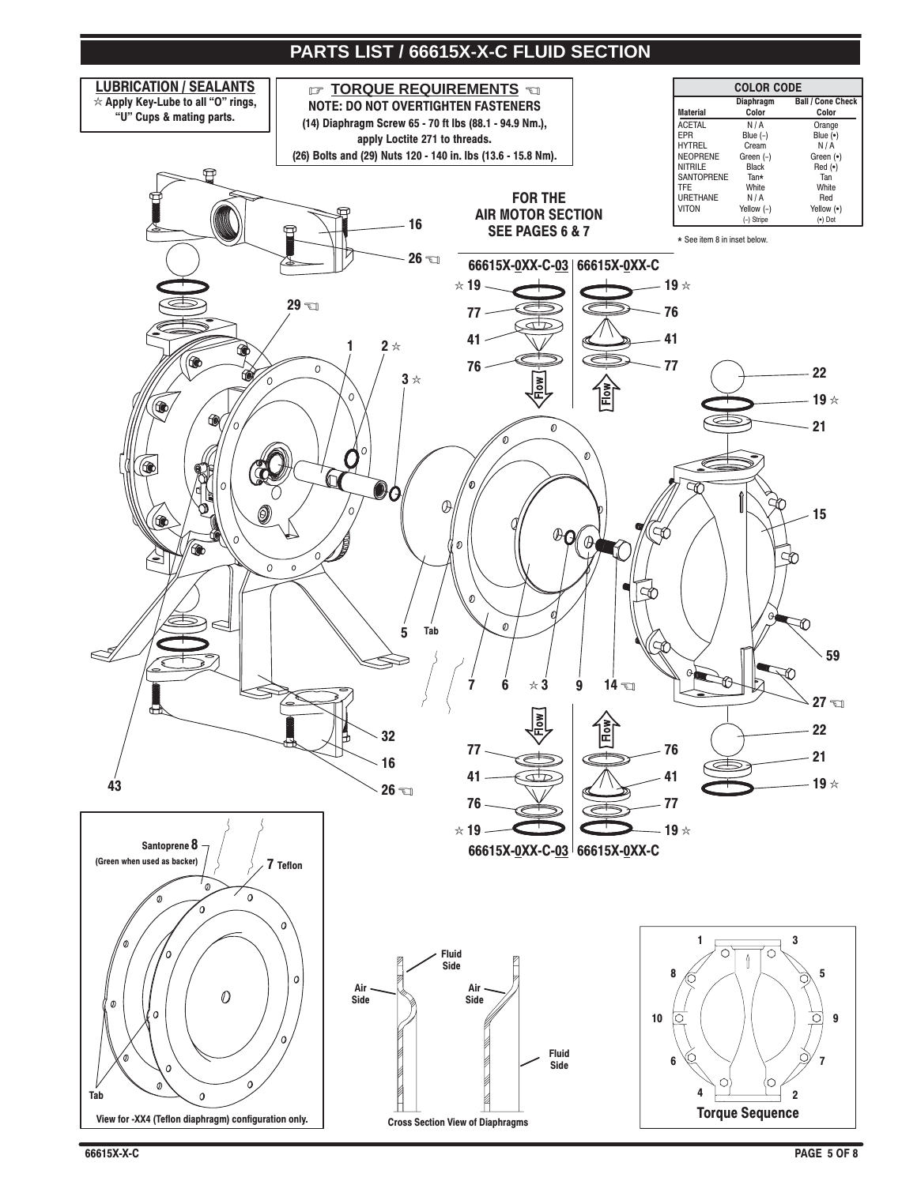# PARTS LIST / 66615X-X-C FLUID SECTION

**LUBRICATION / SEALANTS**

☆ Apply Key-Lube to all "O" rings, "U" Cups & mating parts.

**TORQUE REQUIREMENTS**

**NOTE: DO NOT OVERTIGHTEN FASTENERS**

(14) Diaphragm Screw 65 - 70 ft lbs (88.1 - 94.9 Nm.), apply Loctite 271 to threads.

(26) Bolts and (29) Nuts 120 - 140 in. lbs (13.6 - 15.8 Nm).

| COLOR CODE | | |
|---|---|---|
| Material | Diaphragm Color | Ball / Cone Check Color |
| ACETAL | N / A | Orange |
| EPR | Blue (–) | Blue (•) |
| HYTREL | Cream | N / A |
| NEOPRENE | Green (–) | Green (•) |
| NITRILE | Black | Red (•) |
| SANTOPRENE | Tan* | Tan |
| TFE | White | White |
| URETHANE | N / A | Red |
| VITON | Yellow (–) | Yellow (•) |
| | (–) Stripe | (•) Dot |

* See item 8 in inset below.

**FOR THE AIR MOTOR SECTION SEE PAGES 6 & 7**

66615X-0XX-C-03 | 66615X-0XX-C

Santoprene 8 (Green when used as backer)

7 Teflon

Tab

View for -XX4 (Teflon diaphragm) configuration only.

Fluid Side / Air Side

Cross Section View of Diaphragms

Torque Sequence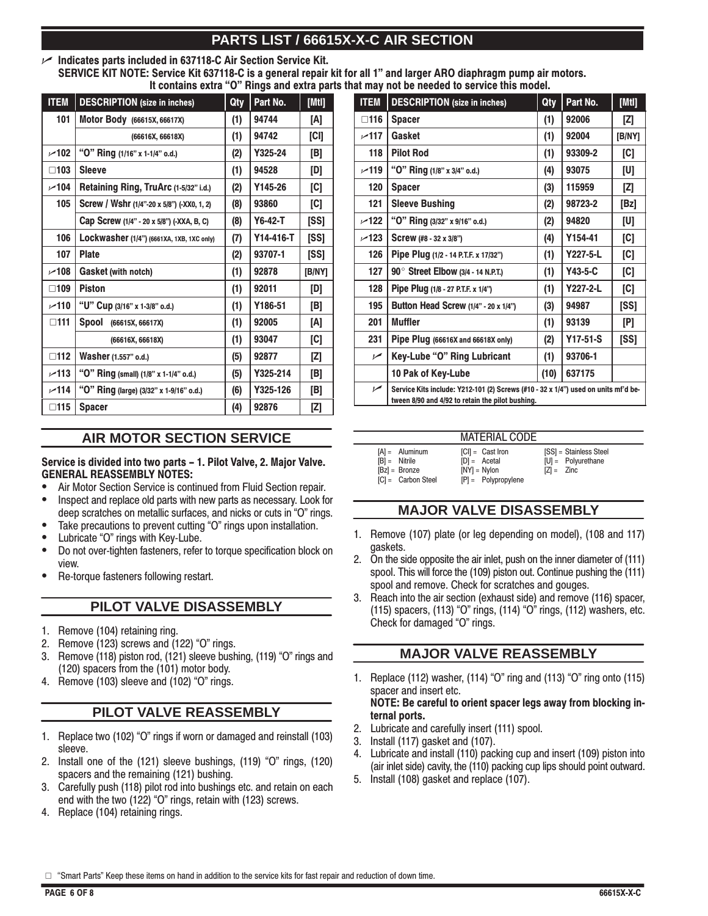## PARTS LIST / 66615X-X-C AIR SECTION

✓ **Indicates parts included in 637118-C Air Section Service Kit.**
**SERVICE KIT NOTE: Service Kit 637118-C is a general repair kit for all 1" and larger ARO diaphragm pump air motors. It contains extra "O" Rings and extra parts that may not be needed to service this model.**

| ITEM | DESCRIPTION (size in inches) | Qty | Part No. | [Mtl] |
|---|---|---|---|---|
| 101 | Motor Body (66615X, 66617X) | (1) | 94744 | [A] |
| | (66616X, 66618X) | (1) | 94742 | [CI] |
| ✓102 | "O" Ring (1/16" x 1-1/4" o.d.) | (2) | Y325-24 | [B] |
| □103 | Sleeve | (1) | 94528 | [D] |
| ✓104 | Retaining Ring, TruArc (1-5/32" i.d.) | (2) | Y145-26 | [C] |
| 105 | Screw / Wshr (1/4"-20 x 5/8") (-XX0, 1, 2) | (8) | 93860 | [C] |
| | Cap Screw (1/4" - 20 x 5/8") (-XXA, B, C) | (8) | Y6-42-T | [SS] |
| 106 | Lockwasher (1/4") (6661XA, 1XB, 1XC only) | (7) | Y14-416-T | [SS] |
| 107 | Plate | (2) | 93707-1 | [SS] |
| ✓108 | Gasket (with notch) | (1) | 92878 | [B/NY] |
| □109 | Piston | (1) | 92011 | [D] |
| ✓110 | "U" Cup (3/16" x 1-3/8" o.d.) | (1) | Y186-51 | [B] |
| □111 | Spool (66615X, 66617X) | (1) | 92005 | [A] |
| | (66616X, 66618X) | (1) | 93047 | [C] |
| □112 | Washer (1.557" o.d.) | (5) | 92877 | [Z] |
| ✓113 | "O" Ring (small) (1/8" x 1-1/4" o.d.) | (5) | Y325-214 | [B] |
| ✓114 | "O" Ring (large) (3/32" x 1-9/16" o.d.) | (6) | Y325-126 | [B] |
| □115 | Spacer | (4) | 92876 | [Z] |
| □116 | Spacer | (1) | 92006 | [Z] |
| ✓117 | Gasket | (1) | 92004 | [B/NY] |
| 118 | Pilot Rod | (1) | 93309-2 | [C] |
| ✓119 | "O" Ring (1/8" x 3/4" o.d.) | (4) | 93075 | [U] |
| 120 | Spacer | (3) | 115959 | [Z] |
| 121 | Sleeve Bushing | (2) | 98723-2 | [Bz] |
| ✓122 | "O" Ring (3/32" x 9/16" o.d.) | (2) | 94820 | [U] |
| ✓123 | Screw (#8 - 32 x 3/8") | (4) | Y154-41 | [C] |
| 126 | Pipe Plug (1/2 - 14 P.T.F. x 17/32") | (1) | Y227-5-L | [C] |
| 127 | 90° Street Elbow (3/4 - 14 N.P.T.) | (1) | Y43-5-C | [C] |
| 128 | Pipe Plug (1/8 - 27 P.T.F. x 1/4") | (1) | Y227-2-L | [C] |
| 195 | Button Head Screw (1/4" - 20 x 1/4") | (3) | 94987 | [SS] |
| 201 | Muffler | (1) | 93139 | [P] |
| 231 | Pipe Plug (66616X and 66618X only) | (2) | Y17-51-S | [SS] |
| ✓ | Key-Lube "O" Ring Lubricant | (1) | 93706-1 | |
| | 10 Pak of Key-Lube | (10) | 637175 | |
| ✓ | Service Kits include: Y212-101 (2) Screws (#10 - 32 x 1/4") used on units mf'd between 8/90 and 4/92 to retain the pilot bushing. | | | |

**MATERIAL CODE**

[A] = Aluminum
[B] = Nitrile
[Bz] = Bronze
[C] = Carbon Steel
[CI] = Cast Iron
[D] = Acetal
[NY] = Nylon
[P] = Polypropylene
[SS] = Stainless Steel
[U] = Polyurethane
[Z] = Zinc

## AIR MOTOR SECTION SERVICE

**Service is divided into two parts – 1. Pilot Valve, 2. Major Valve.**
**GENERAL REASSEMBLY NOTES:**

- Air Motor Section Service is continued from Fluid Section repair.
- Inspect and replace old parts with new parts as necessary. Look for deep scratches on metallic surfaces, and nicks or cuts in "O" rings.
- Take precautions to prevent cutting "O" rings upon installation.
- Lubricate "O" rings with Key-Lube.
- Do not over-tighten fasteners, refer to torque specification block on view.
- Re-torque fasteners following restart.

## PILOT VALVE DISASSEMBLY

1. Remove (104) retaining ring.
2. Remove (123) screws and (122) "O" rings.
3. Remove (118) piston rod, (121) sleeve bushing, (119) "O" rings and (120) spacers from the (101) motor body.
4. Remove (103) sleeve and (102) "O" rings.

## PILOT VALVE REASSEMBLY

1. Replace two (102) "O" rings if worn or damaged and reinstall (103) sleeve.
2. Install one of the (121) sleeve bushings, (119) "O" rings, (120) spacers and the remaining (121) bushing.
3. Carefully push (118) pilot rod into bushings etc. and retain on each end with the two (122) "O" rings, retain with (123) screws.
4. Replace (104) retaining rings.

## MAJOR VALVE DISASSEMBLY

1. Remove (107) plate (or leg depending on model), (108 and 117) gaskets.
2. On the side opposite the air inlet, push on the inner diameter of (111) spool. This will force the (109) piston out. Continue pushing the (111) spool and remove. Check for scratches and gouges.
3. Reach into the air section (exhaust side) and remove (116) spacer, (115) spacers, (113) "O" rings, (114) "O" rings, (112) washers, etc. Check for damaged "O" rings.

## MAJOR VALVE REASSEMBLY

1. Replace (112) washer, (114) "O" ring and (113) "O" ring onto (115) spacer and insert etc.
   **NOTE: Be careful to orient spacer legs away from blocking internal ports.**
2. Lubricate and carefully insert (111) spool.
3. Install (117) gasket and (107).
4. Lubricate and install (110) packing cup and insert (109) piston into (air inlet side) cavity, the (110) packing cup lips should point outward.
5. Install (108) gasket and replace (107).

□ "Smart Parts" Keep these items on hand in addition to the service kits for fast repair and reduction of down time.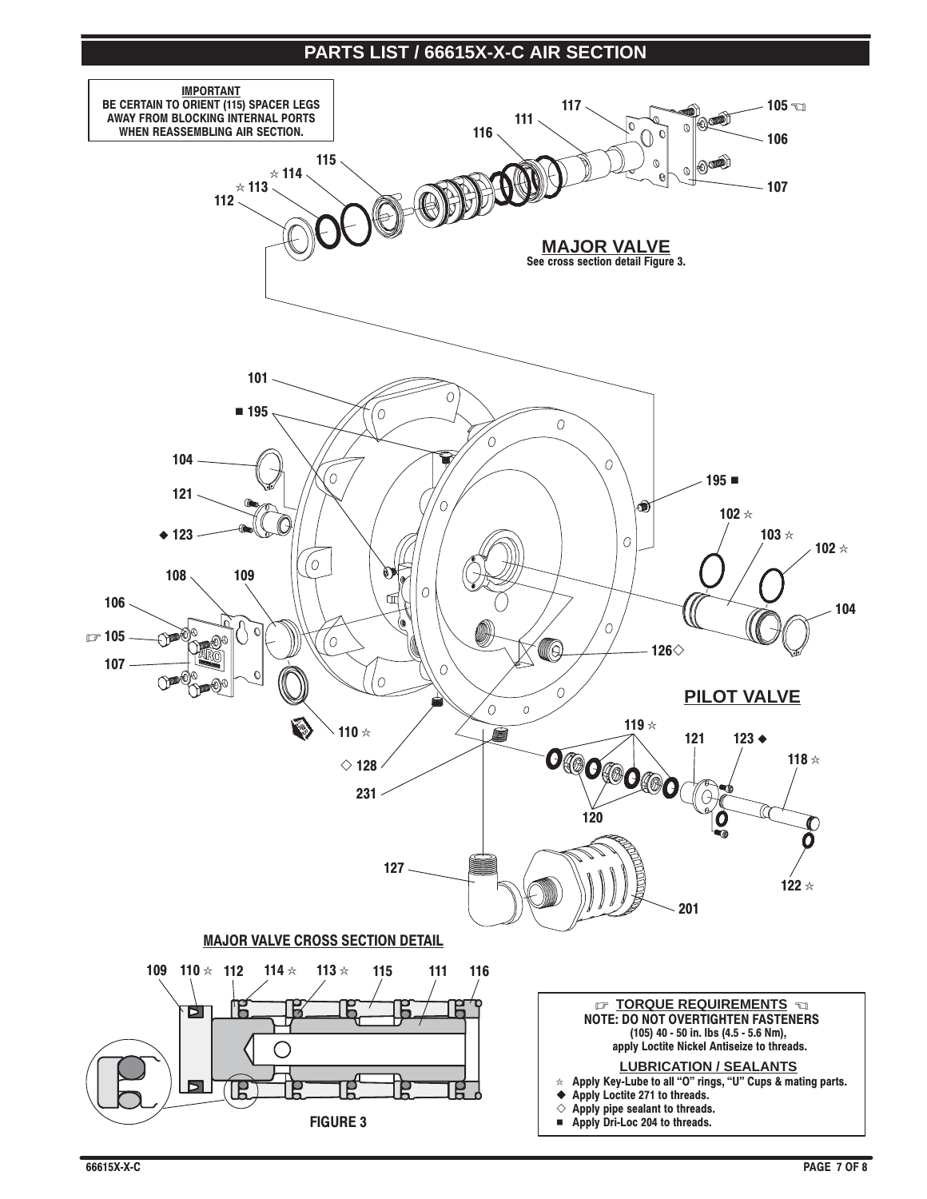## PARTS LIST / 66615X-X-C AIR SECTION

**IMPORTANT**
**BE CERTAIN TO ORIENT (115) SPACER LEGS AWAY FROM BLOCKING INTERNAL PORTS WHEN REASSEMBLING INTERNAL SECTION.**

**MAJOR VALVE**
See cross section detail Figure 3.

**PILOT VALVE**

**MAJOR VALVE CROSS SECTION DETAIL**

**FIGURE 3**

☞ **TORQUE REQUIREMENTS** ☜
**NOTE: DO NOT OVERTIGHTEN FASTENERS**
(105) 40 - 50 in. lbs (4.5 - 5.6 Nm), apply Loctite Nickel Antiseize to threads.

**LUBRICATION / SEALANTS**
- ☆ Apply Key-Lube to all "O" rings, "U" Cups & mating parts.
- ◆ Apply Loctite 271 to threads.
- ◇ Apply pipe sealant to threads.
- ■ Apply Dri-Loc 204 to threads.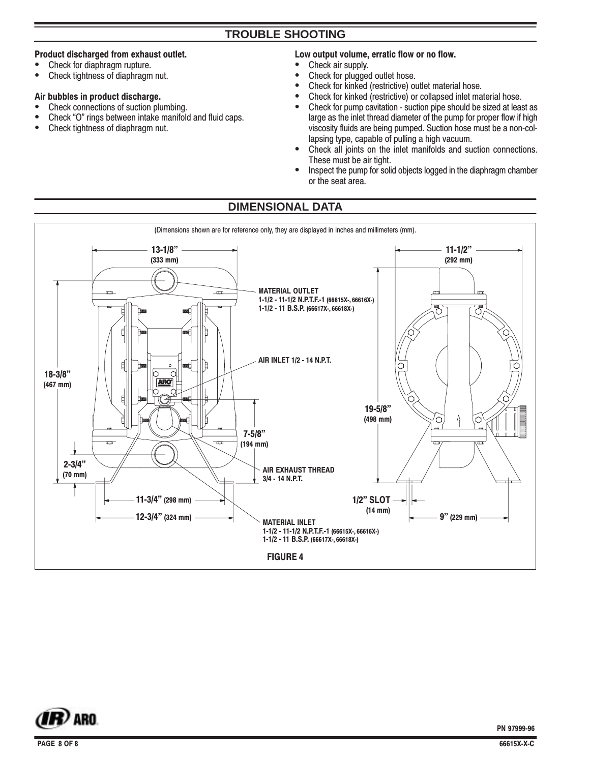## TROUBLE SHOOTING

**Product discharged from exhaust outlet.**

- Check for diaphragm rupture.
- Check tightness of diaphragm nut.

**Air bubbles in product discharge.**

- Check connections of suction plumbing.
- Check "O" rings between intake manifold and fluid caps.
- Check tightness of diaphragm nut.

**Low output volume, erratic flow or no flow.**

- Check air supply.
- Check for plugged outlet hose.
- Check for kinked (restrictive) outlet material hose.
- Check for kinked (restrictive) or collapsed inlet material hose.
- Check for pump cavitation - suction pipe should be sized at least as large as the inlet thread diameter of the pump for proper flow if high viscosity fluids are being pumped. Suction hose must be a non-collapsing type, capable of pulling a high vacuum.
- Check all joints on the inlet manifolds and suction connections. These must be air tight.
- Inspect the pump for solid objects logged in the diaphragm chamber or the seat area.

## DIMENSIONAL DATA

(Dimensions shown are for reference only, they are displayed in inches and millimeters (mm).

13-1/8" (333 mm)

11-1/2" (292 mm)

MATERIAL OUTLET
1-1/2 - 11-1/2 N.P.T.F.-1 (66615X-, 66616X-)
1-1/2 - 11 B.S.P. (66617X-, 66618X-)

AIR INLET 1/2 - 14 N.P.T.

18-3/8" (467 mm)

19-5/8" (498 mm)

7-5/8" (194 mm)

2-3/4" (70 mm)

AIR EXHAUST THREAD
3/4 - 14 N.P.T.

11-3/4" (298 mm)

12-3/4" (324 mm)

1/2" SLOT (14 mm)

9" (229 mm)

MATERIAL INLET
1-1/2 - 11-1/2 N.P.T.F.-1 (66615X-, 66616X-)
1-1/2 - 11 B.S.P. (66617X-, 66618X-)

**FIGURE 4**

PN 97999-96

66615X-X-C